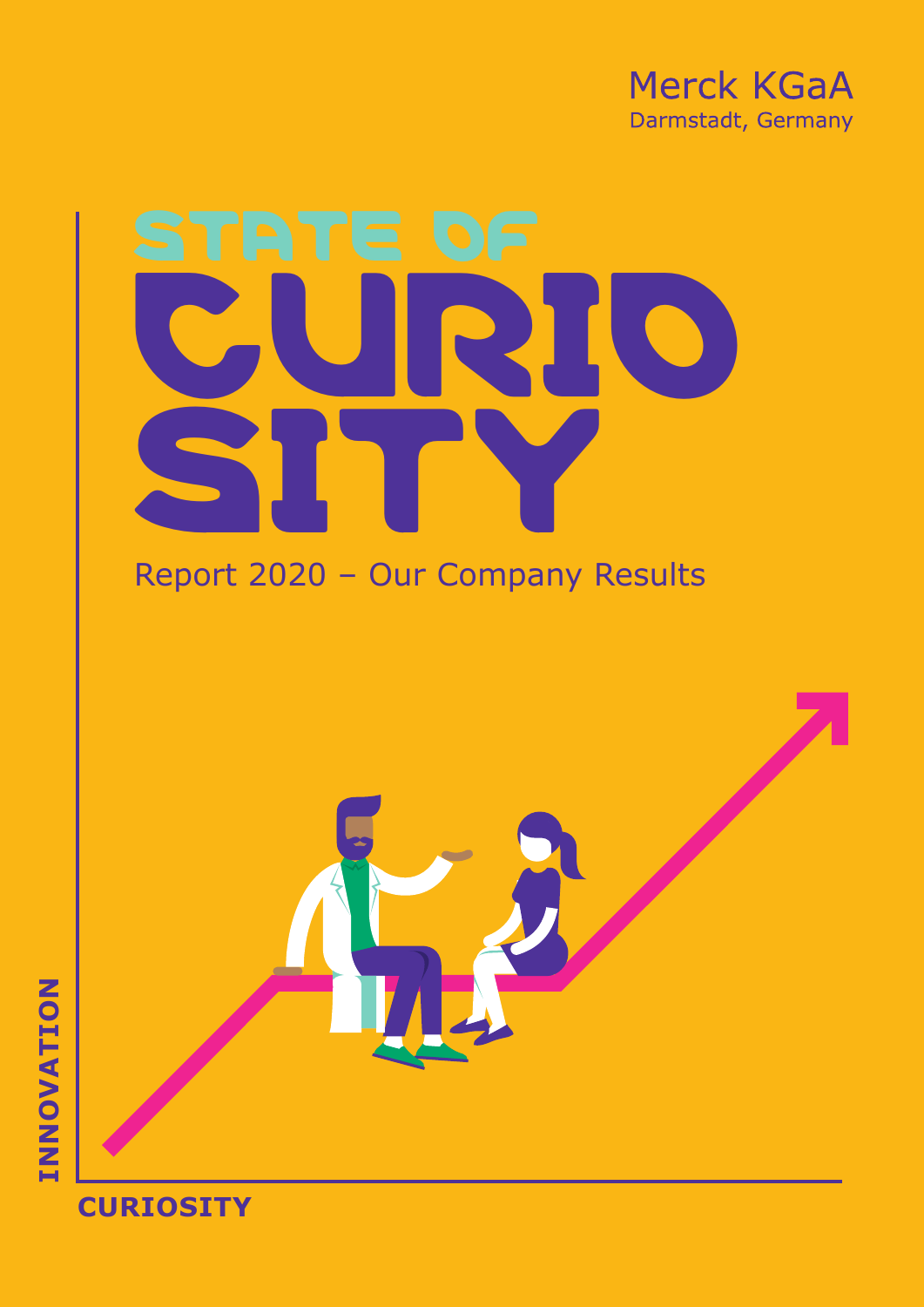Merck KGaA
Darmstadt, Germany

# STATE OF CURIOSITY

Report 2020 – Our Company Results

INNOVATION

CURIOSITY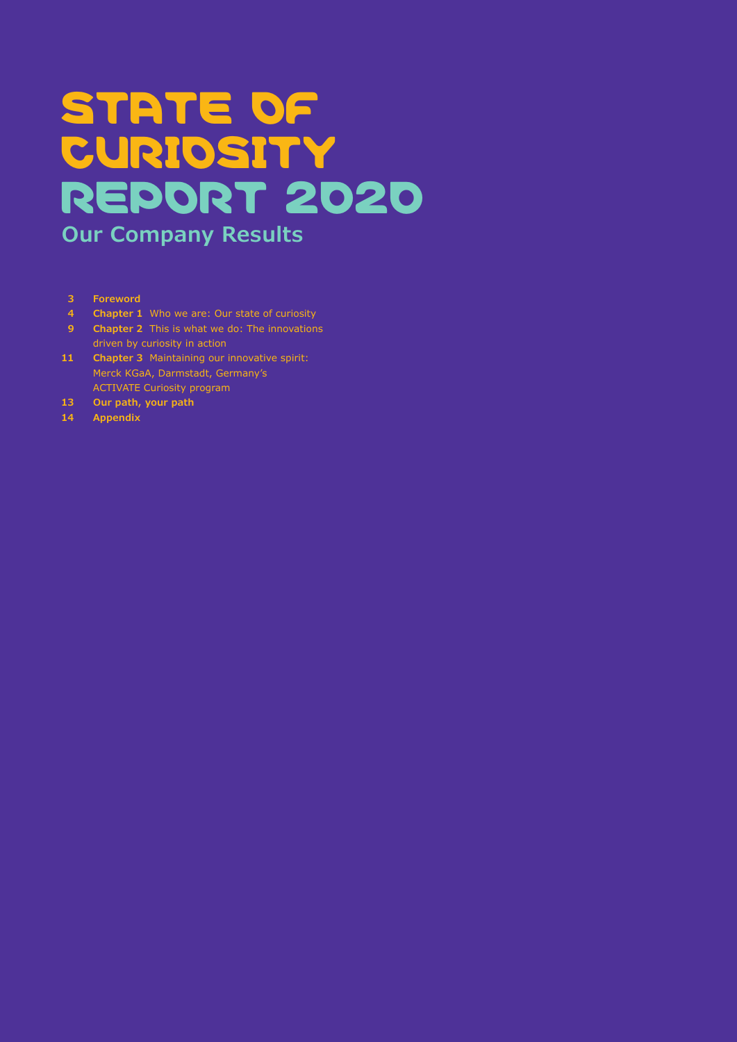# STATE OF CURIOSITY REPORT 2020

## Our Company Results

- **3** **Foreword**
- **4** **Chapter 1** Who we are: Our state of curiosity
- **9** **Chapter 2** This is what we do: The innovations driven by curiosity in action
- **11** **Chapter 3** Maintaining our innovative spirit: Merck KGaA, Darmstadt, Germany's ACTIVATE Curiosity program
- **13** **Our path, your path**
- **14** **Appendix**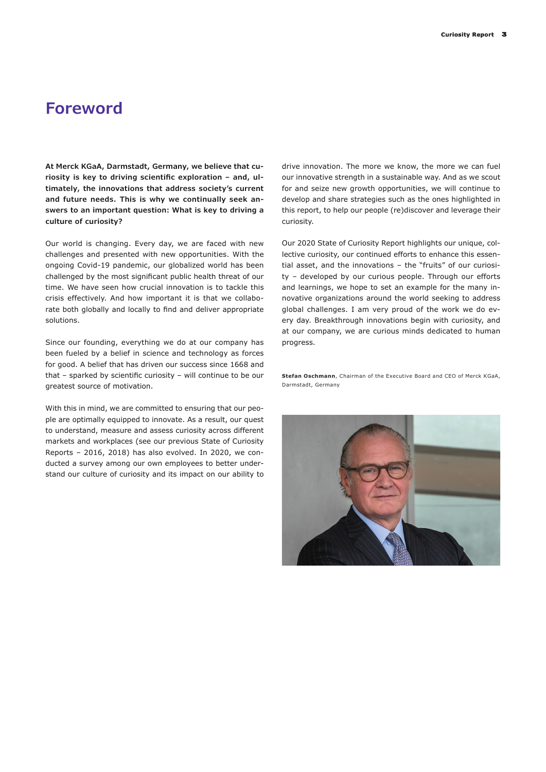# Foreword

**At Merck KGaA, Darmstadt, Germany, we believe that curiosity is key to driving scientific exploration – and, ultimately, the innovations that address society's current and future needs. This is why we continually seek answers to an important question: What is key to driving a culture of curiosity?**

Our world is changing. Every day, we are faced with new challenges and presented with new opportunities. With the ongoing Covid-19 pandemic, our globalized world has been challenged by the most significant public health threat of our time. We have seen how crucial innovation is to tackle this crisis effectively. And how important it is that we collaborate both globally and locally to find and deliver appropriate solutions.

Since our founding, everything we do at our company has been fueled by a belief in science and technology as forces for good. A belief that has driven our success since 1668 and that – sparked by scientific curiosity – will continue to be our greatest source of motivation.

With this in mind, we are committed to ensuring that our people are optimally equipped to innovate. As a result, our quest to understand, measure and assess curiosity across different markets and workplaces (see our previous State of Curiosity Reports – 2016, 2018) has also evolved. In 2020, we conducted a survey among our own employees to better understand our culture of curiosity and its impact on our ability to drive innovation. The more we know, the more we can fuel our innovative strength in a sustainable way. And as we scout for and seize new growth opportunities, we will continue to develop and share strategies such as the ones highlighted in this report, to help our people (re)discover and leverage their curiosity.

Our 2020 State of Curiosity Report highlights our unique, collective curiosity, our continued efforts to enhance this essential asset, and the innovations – the "fruits" of our curiosity – developed by our curious people. Through our efforts and learnings, we hope to set an example for the many innovative organizations around the world seeking to address global challenges. I am very proud of the work we do every day. Breakthrough innovations begin with curiosity, and at our company, we are curious minds dedicated to human progress.

**Stefan Oschmann**, Chairman of the Executive Board and CEO of Merck KGaA, Darmstadt, Germany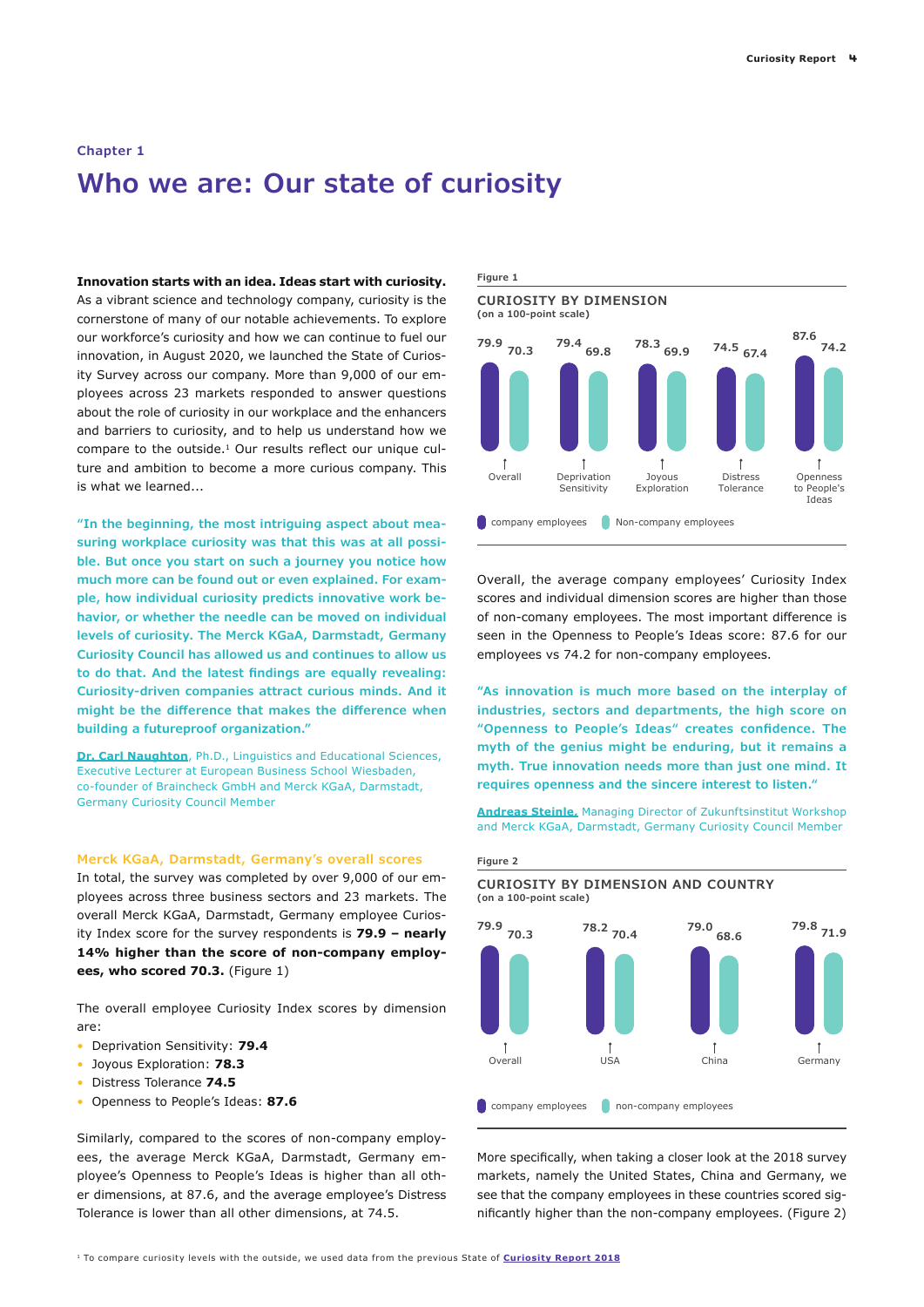## Chapter 1

# Who we are: Our state of curiosity

**Innovation starts with an idea. Ideas start with curiosity.** As a vibrant science and technology company, curiosity is the cornerstone of many of our notable achievements. To explore our workforce's curiosity and how we can continue to fuel our innovation, in August 2020, we launched the State of Curiosity Survey across our company. More than 9,000 of our employees across 23 markets responded to answer questions about the role of curiosity in our workplace and the enhancers and barriers to curiosity, and to help us understand how we compare to the outside.[1] Our results reflect our unique culture and ambition to become a more curious company. This is what we learned...

**"In the beginning, the most intriguing aspect about measuring workplace curiosity was that this was at all possible. But once you start on such a journey you notice how much more can be found out or even explained. For example, how individual curiosity predicts innovative work behavior, or whether the needle can be moved on individual levels of curiosity. The Merck KGaA, Darmstadt, Germany Curiosity Council has allowed us and continues to allow us to do that. And the latest findings are equally revealing: Curiosity-driven companies attract curious minds. And it might be the difference that makes the difference when building a futureproof organization."**

**Dr. Carl Naughton**, Ph.D., Linguistics and Educational Sciences, Executive Lecturer at European Business School Wiesbaden, co-founder of Braincheck GmbH and Merck KGaA, Darmstadt, Germany Curiosity Council Member

### Merck KGaA, Darmstadt, Germany's overall scores

In total, the survey was completed by over 9,000 of our employees across three business sectors and 23 markets. The overall Merck KGaA, Darmstadt, Germany employee Curiosity Index score for the survey respondents is **79.9 – nearly 14% higher than the score of non-company employees, who scored 70.3.** (Figure 1)

The overall employee Curiosity Index scores by dimension are:

- Deprivation Sensitivity: **79.4**
- Joyous Exploration: **78.3**
- Distress Tolerance **74.5**
- Openness to People's Ideas: **87.6**

Similarly, compared to the scores of non-company employees, the average Merck KGaA, Darmstadt, Germany employee's Openness to People's Ideas is higher than all other dimensions, at 87.6, and the average employee's Distress Tolerance is lower than all other dimensions, at 74.5.

Figure 1

**CURIOSITY BY DIMENSION**
(on a 100-point scale)

| | Overall | Deprivation Sensitivity | Joyous Exploration | Distress Tolerance | Openness to People's Ideas |
|---|---|---|---|---|---|
| company employees | 79.9 | 79.4 | 78.3 | 74.5 | 87.6 |
| Non-company employees | 70.3 | 69.8 | 69.9 | 67.4 | 74.2 |

Overall, the average company employees' Curiosity Index scores and individual dimension scores are higher than those of non-comany employees. The most important difference is seen in the Openness to People's Ideas score: 87.6 for our employees vs 74.2 for non-company employees.

**"As innovation is much more based on the interplay of industries, sectors and departments, the high score on "Openness to People's Ideas" creates confidence. The myth of the genius might be enduring, but it remains a myth. True innovation needs more than just one mind. It requires openness and the sincere interest to listen."**

**Andreas Steinle**, Managing Director of Zukunftsinstitut Workshop and Merck KGaA, Darmstadt, Germany Curiosity Council Member

Figure 2

**CURIOSITY BY DIMENSION AND COUNTRY**
(on a 100-point scale)

| | Overall | USA | China | Germany |
|---|---|---|---|---|
| company employees | 79.9 | 78.2 | 79.0 | 79.8 |
| non-company employees | 70.3 | 70.4 | 68.6 | 71.9 |

More specifically, when taking a closer look at the 2018 survey markets, namely the United States, China and Germany, we see that the company employees in these countries scored significantly higher than the non-company employees. (Figure 2)

[1] To compare curiosity levels with the outside, we used data from the previous State of **Curiosity Report 2018**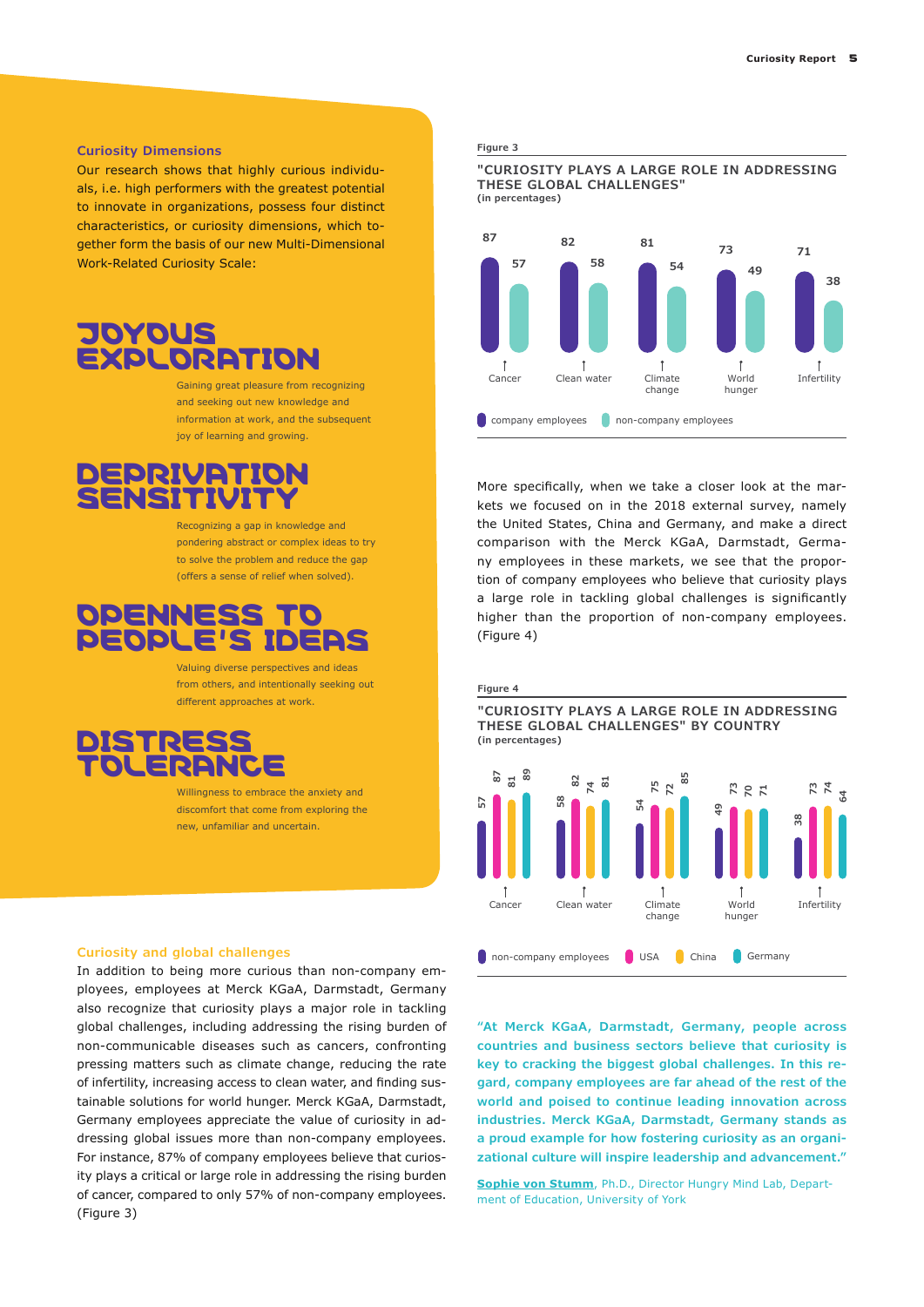### Curiosity Dimensions

Our research shows that highly curious individuals, i.e. high performers with the greatest potential to innovate in organizations, possess four distinct characteristics, or curiosity dimensions, which together form the basis of our new Multi-Dimensional Work-Related Curiosity Scale:

## JOYOUS EXPLORATION

Gaining great pleasure from recognizing and seeking out new knowledge and information at work, and the subsequent joy of learning and growing.

## DEPRIVATION SENSITIVITY

Recognizing a gap in knowledge and pondering abstract or complex ideas to try to solve the problem and reduce the gap (offers a sense of relief when solved).

## OPENNESS TO PEOPLE'S IDEAS

Valuing diverse perspectives and ideas from others, and intentionally seeking out different approaches at work.

## DISTRESS TOLERANCE

Willingness to embrace the anxiety and discomfort that come from exploring the new, unfamiliar and uncertain.

### Curiosity and global challenges

In addition to being more curious than non-company employees, employees at Merck KGaA, Darmstadt, Germany also recognize that curiosity plays a major role in tackling global challenges, including addressing the rising burden of non-communicable diseases such as cancers, confronting pressing matters such as climate change, reducing the rate of infertility, increasing access to clean water, and finding sustainable solutions for world hunger. Merck KGaA, Darmstadt, Germany employees appreciate the value of curiosity in addressing global issues more than non-company employees. For instance, 87% of company employees believe that curiosity plays a critical or large role in addressing the rising burden of cancer, compared to only 57% of non-company employees. (Figure 3)

**Figure 3**

**"CURIOSITY PLAYS A LARGE ROLE IN ADDRESSING THESE GLOBAL CHALLENGES"**
**(in percentages)**

| | company employees | non-company employees |
|---|---|---|
| Cancer | 87 | 57 |
| Clean water | 82 | 58 |
| Climate change | 81 | 54 |
| World hunger | 73 | 49 |
| Infertility | 71 | 38 |

More specifically, when we take a closer look at the markets we focused on in the 2018 external survey, namely the United States, China and Germany, and make a direct comparison with the Merck KGaA, Darmstadt, Germany employees in these markets, we see that the proportion of company employees who believe that curiosity plays a large role in tackling global challenges is significantly higher than the proportion of non-company employees. (Figure 4)

**Figure 4**

**"CURIOSITY PLAYS A LARGE ROLE IN ADDRESSING THESE GLOBAL CHALLENGES" BY COUNTRY**
**(in percentages)**

| | non-company employees | USA | China | Germany |
|---|---|---|---|---|
| Cancer | 57 | 87 | 81 | 89 |
| Clean water | 58 | 82 | 74 | 81 |
| Climate change | 54 | 75 | 72 | 85 |
| World hunger | 49 | 73 | 70 | 71 |
| Infertility | 38 | 73 | 74 | 64 |

**"At Merck KGaA, Darmstadt, Germany, people across countries and business sectors believe that curiosity is key to cracking the biggest global challenges. In this regard, company employees are far ahead of the rest of the world and poised to continue leading innovation across industries. Merck KGaA, Darmstadt, Germany stands as a proud example for how fostering curiosity as an organizational culture will inspire leadership and advancement."**

**Sophie von Stumm**, Ph.D., Director Hungry Mind Lab, Department of Education, University of York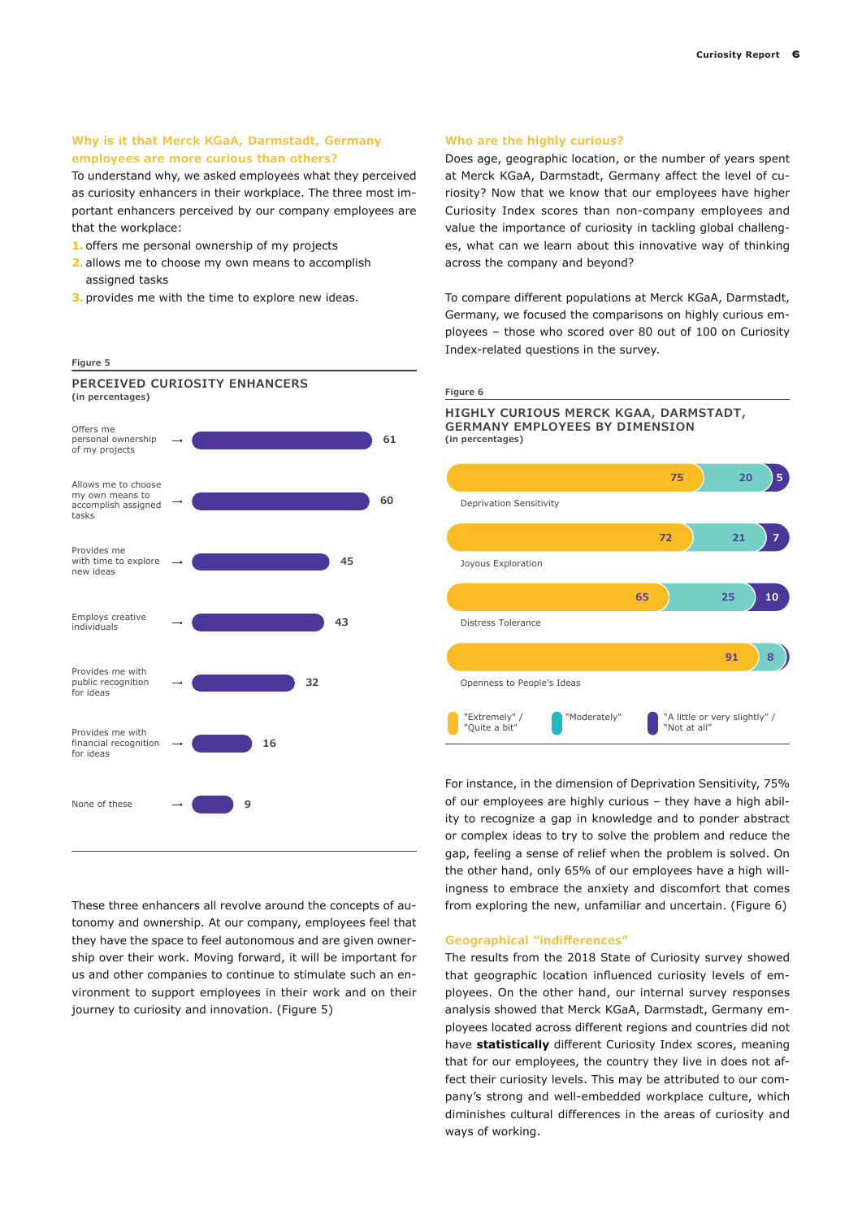### Why is it that Merck KGaA, Darmstadt, Germany employees are more curious than others?

To understand why, we asked employees what they perceived as curiosity enhancers in their workplace. The three most important enhancers perceived by our company employees are that the workplace:

1. offers me personal ownership of my projects
2. allows me to choose my own means to accomplish assigned tasks
3. provides me with the time to explore new ideas.

Figure 5

**PERCEIVED CURIOSITY ENHANCERS**
**(in percentages)**

| Enhancer | % |
|---|---|
| Offers me personal ownership of my projects | 61 |
| Allows me to choose my own means to accomplish assigned tasks | 60 |
| Provides me with time to explore new ideas | 45 |
| Employs creative individuals | 43 |
| Provides me with public recognition for ideas | 32 |
| Provides me with financial recognition for ideas | 16 |
| None of these | 9 |

These three enhancers all revolve around the concepts of autonomy and ownership. At our company, employees feel that they have the space to feel autonomous and are given ownership over their work. Moving forward, it will be important for us and other companies to continue to stimulate such an environment to support employees in their work and on their journey to curiosity and innovation. (Figure 5)

### Who are the highly curious?

Does age, geographic location, or the number of years spent at Merck KGaA, Darmstadt, Germany affect the level of curiosity? Now that we know that our employees have higher Curiosity Index scores than non-company employees and value the importance of curiosity in tackling global challenges, what can we learn about this innovative way of thinking across the company and beyond?

To compare different populations at Merck KGaA, Darmstadt, Germany, we focused the comparisons on highly curious employees – those who scored over 80 out of 100 on Curiosity Index-related questions in the survey.

Figure 6

**HIGHLY CURIOUS MERCK KGAA, DARMSTADT, GERMANY EMPLOYEES BY DIMENSION**
**(in percentages)**

| Dimension | "Extremely" / "Quite a bit" | "Moderately" | "A little or very slightly" / "Not at all" |
|---|---|---|---|
| Deprivation Sensitivity | 75 | 20 | 5 |
| Joyous Exploration | 72 | 21 | 7 |
| Distress Tolerance | 65 | 25 | 10 |
| Openness to People's Ideas | 91 | 8 | |

For instance, in the dimension of Deprivation Sensitivity, 75% of our employees are highly curious – they have a high ability to recognize a gap in knowledge and to ponder abstract or complex ideas to try to solve the problem and reduce the gap, feeling a sense of relief when the problem is solved. On the other hand, only 65% of our employees have a high willingness to embrace the anxiety and discomfort that comes from exploring the new, unfamiliar and uncertain. (Figure 6)

### Geographical "indifferences"

The results from the 2018 State of Curiosity survey showed that geographic location influenced curiosity levels of employees. On the other hand, our internal survey responses analysis showed that Merck KGaA, Darmstadt, Germany employees located across different regions and countries did not have **statistically** different Curiosity Index scores, meaning that for our employees, the country they live in does not affect their curiosity levels. This may be attributed to our company's strong and well-embedded workplace culture, which diminishes cultural differences in the areas of curiosity and ways of working.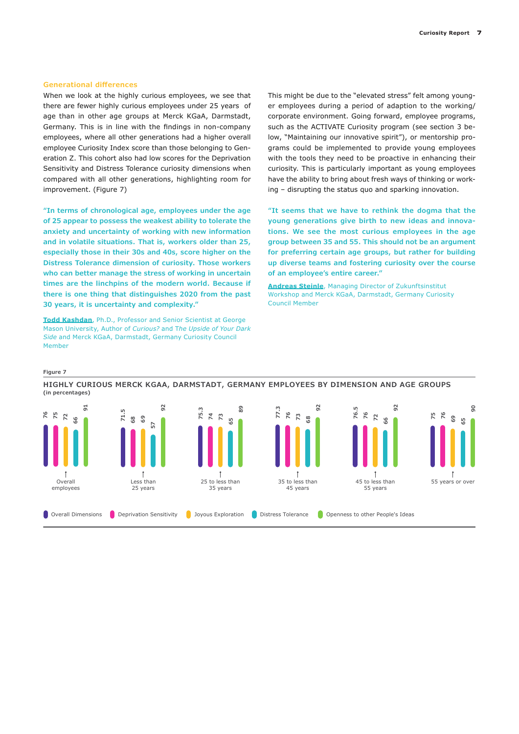## Generational differences

When we look at the highly curious employees, we see that there are fewer highly curious employees under 25 years of age than in other age groups at Merck KGaA, Darmstadt, Germany. This is in line with the findings in non-company employees, where all other generations had a higher overall employee Curiosity Index score than those belonging to Generation Z. This cohort also had low scores for the Deprivation Sensitivity and Distress Tolerance curiosity dimensions when compared with all other generations, highlighting room for improvement. (Figure 7)

**"In terms of chronological age, employees under the age of 25 appear to possess the weakest ability to tolerate the anxiety and uncertainty of working with new information and in volatile situations. That is, workers older than 25, especially those in their 30s and 40s, score higher on the Distress Tolerance dimension of curiosity. Those workers who can better manage the stress of working in uncertain times are the linchpins of the modern world. Because if there is one thing that distinguishes 2020 from the past 30 years, it is uncertainty and complexity."**

**Todd Kashdan**, Ph.D., Professor and Senior Scientist at George Mason University, Author of *Curious?* and *The Upside of Your Dark Side* and Merck KGaA, Darmstadt, Germany Curiosity Council Member

This might be due to the "elevated stress" felt among younger employees during a period of adaption to the working/corporate environment. Going forward, employee programs, such as the ACTIVATE Curiosity program (see section 3 below, "Maintaining our innovative spirit"), or mentorship programs could be implemented to provide young employees with the tools they need to be proactive in enhancing their curiosity. This is particularly important as young employees have the ability to bring about fresh ways of thinking or working – disrupting the status quo and sparking innovation.

**"It seems that we have to rethink the dogma that the young generations give birth to new ideas and innovations. We see the most curious employees in the age group between 35 and 55. This should not be an argument for preferring certain age groups, but rather for building up diverse teams and fostering curiosity over the course of an employee's entire career."**

**Andreas Steinle**, Managing Director of Zukunftsinstitut Workshop and Merck KGaA, Darmstadt, Germany Curiosity Council Member

**Figure 7**

**HIGHLY CURIOUS MERCK KGAA, DARMSTADT, GERMANY EMPLOYEES BY DIMENSION AND AGE GROUPS**
**(in percentages)**

| | Overall Dimensions | Deprivation Sensitivity | Joyous Exploration | Distress Tolerance | Openness to other People's Ideas |
|---|---|---|---|---|---|
| Overall employees | 76 | 75 | 72 | 66 | 91 |
| Less than 25 years | 71.5 | 68 | 69 | 57 | 92 |
| 25 to less than 35 years | 75.3 | 74 | 73 | 65 | 89 |
| 35 to less than 45 years | 77.3 | 76 | 73 | 68 | 92 |
| 45 to less than 55 years | 76.5 | 76 | 72 | 66 | 92 |
| 55 years or over | 75 | 76 | 69 | 65 | 90 |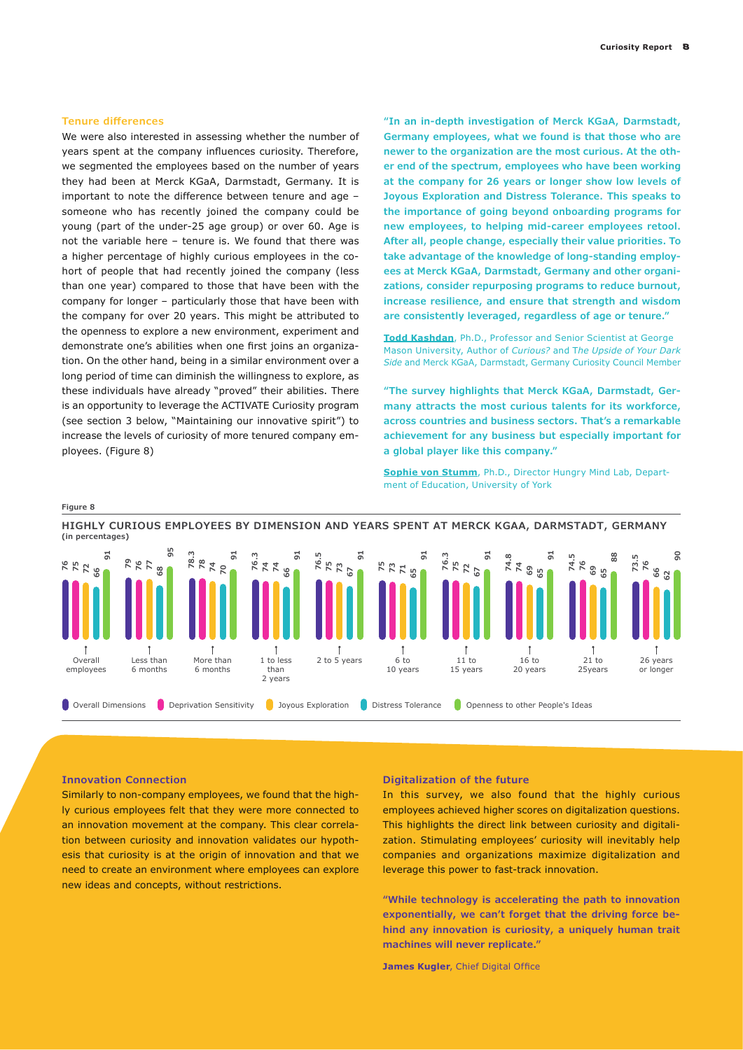### Tenure differences

We were also interested in assessing whether the number of years spent at the company influences curiosity. Therefore, we segmented the employees based on the number of years they had been at Merck KGaA, Darmstadt, Germany. It is important to note the difference between tenure and age – someone who has recently joined the company could be young (part of the under-25 age group) or over 60. Age is not the variable here – tenure is. We found that there was a higher percentage of highly curious employees in the cohort of people that had recently joined the company (less than one year) compared to those that have been with the company for longer – particularly those that have been with the company for over 20 years. This might be attributed to the openness to explore a new environment, experiment and demonstrate one's abilities when one first joins an organization. On the other hand, being in a similar environment over a long period of time can diminish the willingness to explore, as these individuals have already "proved" their abilities. There is an opportunity to leverage the ACTIVATE Curiosity program (see section 3 below, "Maintaining our innovative spirit") to increase the levels of curiosity of more tenured company employees. (Figure 8)

**"In an in-depth investigation of Merck KGaA, Darmstadt, Germany employees, what we found is that those who are newer to the organization are the most curious. At the other end of the spectrum, employees who have been working at the company for 26 years or longer show low levels of Joyous Exploration and Distress Tolerance. This speaks to the importance of going beyond onboarding programs for new employees, to helping mid-career employees retool. After all, people change, especially their value priorities. To take advantage of the knowledge of long-standing employees at Merck KGaA, Darmstadt, Germany and other organizations, consider repurposing programs to reduce burnout, increase resilience, and ensure that strength and wisdom are consistently leveraged, regardless of age or tenure."**

**Todd Kashdan**, Ph.D., Professor and Senior Scientist at George Mason University, Author of *Curious?* and *The Upside of Your Dark Side* and Merck KGaA, Darmstadt, Germany Curiosity Council Member

**"The survey highlights that Merck KGaA, Darmstadt, Germany attracts the most curious talents for its workforce, across countries and business sectors. That's a remarkable achievement for any business but especially important for a global player like this company."**

**Sophie von Stumm**, Ph.D., Director Hungry Mind Lab, Department of Education, University of York

Figure 8

**HIGHLY CURIOUS EMPLOYEES BY DIMENSION AND YEARS SPENT AT MERCK KGAA, DARMSTADT, GERMANY**
**(in percentages)**

| | Overall Dimensions | Deprivation Sensitivity | Joyous Exploration | Distress Tolerance | Openness to other People's Ideas |
|---|---|---|---|---|---|
| Overall employees | 76 | 75 | 72 | 66 | 91 |
| Less than 6 months | 79 | 76 | 77 | 68 | 95 |
| More than 6 months | 78.3 | 78 | 74 | 70 | 91 |
| 1 to less than 2 years | 76.3 | 74 | 74 | 66 | 91 |
| 2 to 5 years | 76.5 | 75 | 73 | 67 | 91 |
| 6 to 10 years | 75 | 73 | 71 | 65 | 91 |
| 11 to 15 years | 76.3 | 75 | 72 | 67 | 91 |
| 16 to 20 years | 74.8 | 74 | 69 | 65 | 91 |
| 21 to 25years | 74.5 | 76 | 69 | 65 | 88 |
| 26 years or longer | 73.5 | 76 | 66 | 62 | 90 |

### Innovation Connection

Similarly to non-company employees, we found that the highly curious employees felt that they were more connected to an innovation movement at the company. This clear correlation between curiosity and innovation validates our hypothesis that curiosity is at the origin of innovation and that we need to create an environment where employees can explore new ideas and concepts, without restrictions.

### Digitalization of the future

In this survey, we also found that the highly curious employees achieved higher scores on digitalization questions. This highlights the direct link between curiosity and digitalization. Stimulating employees' curiosity will inevitably help companies and organizations maximize digitalization and leverage this power to fast-track innovation.

**"While technology is accelerating the path to innovation exponentially, we can't forget that the driving force behind any innovation is curiosity, a uniquely human trait machines will never replicate."**

**James Kugler**, Chief Digital Office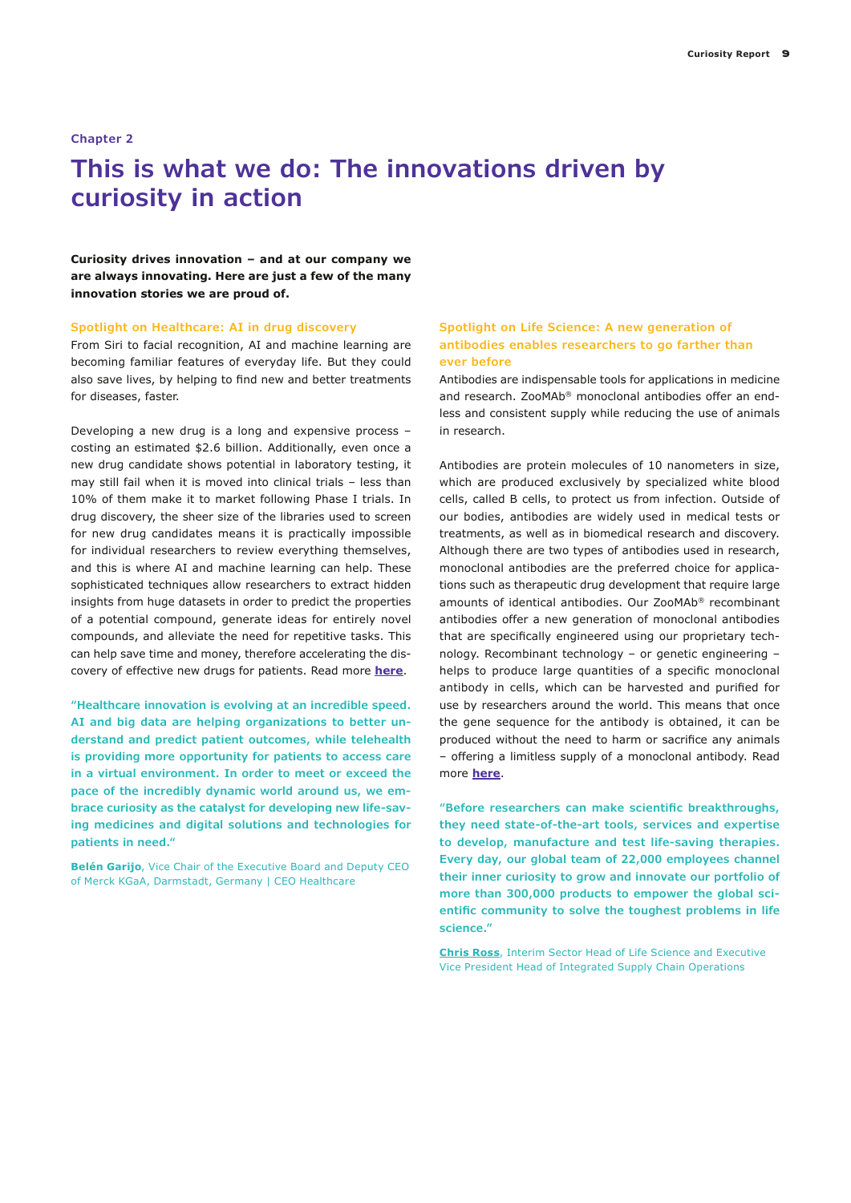Chapter 2

# This is what we do: The innovations driven by curiosity in action

**Curiosity drives innovation – and at our company we are always innovating. Here are just a few of the many innovation stories we are proud of.**

### Spotlight on Healthcare: AI in drug discovery

From Siri to facial recognition, AI and machine learning are becoming familiar features of everyday life. But they could also save lives, by helping to find new and better treatments for diseases, faster.

Developing a new drug is a long and expensive process – costing an estimated $2.6 billion. Additionally, even once a new drug candidate shows potential in laboratory testing, it may still fail when it is moved into clinical trials – less than 10% of them make it to market following Phase I trials. In drug discovery, the sheer size of the libraries used to screen for new drug candidates means it is practically impossible for individual researchers to review everything themselves, and this is where AI and machine learning can help. These sophisticated techniques allow researchers to extract hidden insights from huge datasets in order to predict the properties of a potential compound, generate ideas for entirely novel compounds, and alleviate the need for repetitive tasks. This can help save time and money, therefore accelerating the discovery of effective new drugs for patients. Read more **here**.

**"Healthcare innovation is evolving at an incredible speed. AI and big data are helping organizations to better understand and predict patient outcomes, while telehealth is providing more opportunity for patients to access care in a virtual environment. In order to meet or exceed the pace of the incredibly dynamic world around us, we embrace curiosity as the catalyst for developing new life-saving medicines and digital solutions and technologies for patients in need."**

**Belén Garijo**, Vice Chair of the Executive Board and Deputy CEO of Merck KGaA, Darmstadt, Germany | CEO Healthcare

### Spotlight on Life Science: A new generation of antibodies enables researchers to go farther than ever before

Antibodies are indispensable tools for applications in medicine and research. ZooMAb® monoclonal antibodies offer an endless and consistent supply while reducing the use of animals in research.

Antibodies are protein molecules of 10 nanometers in size, which are produced exclusively by specialized white blood cells, called B cells, to protect us from infection. Outside of our bodies, antibodies are widely used in medical tests or treatments, as well as in biomedical research and discovery. Although there are two types of antibodies used in research, monoclonal antibodies are the preferred choice for applications such as therapeutic drug development that require large amounts of identical antibodies. Our ZooMAb® recombinant antibodies offer a new generation of monoclonal antibodies that are specifically engineered using our proprietary technology. Recombinant technology – or genetic engineering – helps to produce large quantities of a specific monoclonal antibody in cells, which can be harvested and purified for use by researchers around the world. This means that once the gene sequence for the antibody is obtained, it can be produced without the need to harm or sacrifice any animals – offering a limitless supply of a monoclonal antibody. Read more **here**.

**"Before researchers can make scientific breakthroughs, they need state-of-the-art tools, services and expertise to develop, manufacture and test life-saving therapies. Every day, our global team of 22,000 employees channel their inner curiosity to grow and innovate our portfolio of more than 300,000 products to empower the global scientific community to solve the toughest problems in life science."**

**Chris Ross**, Interim Sector Head of Life Science and Executive Vice President Head of Integrated Supply Chain Operations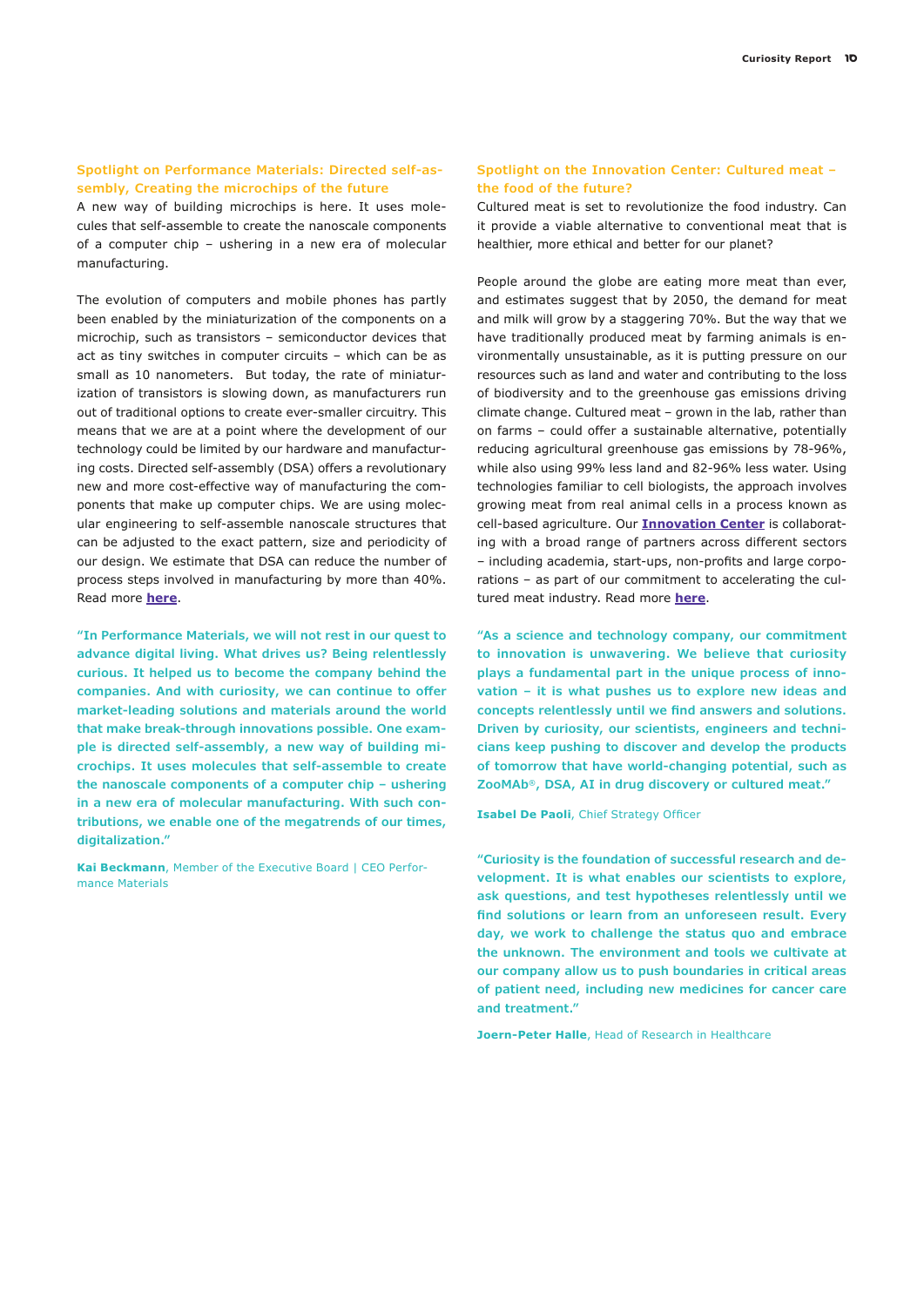### Spotlight on Performance Materials: Directed self-assembly, Creating the microchips of the future

A new way of building microchips is here. It uses molecules that self-assemble to create the nanoscale components of a computer chip – ushering in a new era of molecular manufacturing.

The evolution of computers and mobile phones has partly been enabled by the miniaturization of the components on a microchip, such as transistors – semiconductor devices that act as tiny switches in computer circuits – which can be as small as 10 nanometers. But today, the rate of miniaturization of transistors is slowing down, as manufacturers run out of traditional options to create ever-smaller circuitry. This means that we are at a point where the development of our technology could be limited by our hardware and manufacturing costs. Directed self-assembly (DSA) offers a revolutionary new and more cost-effective way of manufacturing the components that make up computer chips. We are using molecular engineering to self-assemble nanoscale structures that can be adjusted to the exact pattern, size and periodicity of our design. We estimate that DSA can reduce the number of process steps involved in manufacturing by more than 40%. Read more **here**.

**"In Performance Materials, we will not rest in our quest to advance digital living. What drives us? Being relentlessly curious. It helped us to become the company behind the companies. And with curiosity, we can continue to offer market-leading solutions and materials around the world that make break-through innovations possible. One example is directed self-assembly, a new way of building microchips. It uses molecules that self-assemble to create the nanoscale components of a computer chip – ushering in a new era of molecular manufacturing. With such contributions, we enable one of the megatrends of our times, digitalization."**

**Kai Beckmann**, Member of the Executive Board | CEO Performance Materials

### Spotlight on the Innovation Center: Cultured meat – the food of the future?

Cultured meat is set to revolutionize the food industry. Can it provide a viable alternative to conventional meat that is healthier, more ethical and better for our planet?

People around the globe are eating more meat than ever, and estimates suggest that by 2050, the demand for meat and milk will grow by a staggering 70%. But the way that we have traditionally produced meat by farming animals is environmentally unsustainable, as it is putting pressure on our resources such as land and water and contributing to the loss of biodiversity and to the greenhouse gas emissions driving climate change. Cultured meat – grown in the lab, rather than on farms – could offer a sustainable alternative, potentially reducing agricultural greenhouse gas emissions by 78-96%, while also using 99% less land and 82-96% less water. Using technologies familiar to cell biologists, the approach involves growing meat from real animal cells in a process known as cell-based agriculture. Our **Innovation Center** is collaborating with a broad range of partners across different sectors – including academia, start-ups, non-profits and large corporations – as part of our commitment to accelerating the cultured meat industry. Read more **here**.

**"As a science and technology company, our commitment to innovation is unwavering. We believe that curiosity plays a fundamental part in the unique process of innovation – it is what pushes us to explore new ideas and concepts relentlessly until we find answers and solutions. Driven by curiosity, our scientists, engineers and technicians keep pushing to discover and develop the products of tomorrow that have world-changing potential, such as ZooMAb®, DSA, AI in drug discovery or cultured meat."**

**Isabel De Paoli**, Chief Strategy Officer

**"Curiosity is the foundation of successful research and development. It is what enables our scientists to explore, ask questions, and test hypotheses relentlessly until we find solutions or learn from an unforeseen result. Every day, we work to challenge the status quo and embrace the unknown. The environment and tools we cultivate at our company allow us to push boundaries in critical areas of patient need, including new medicines for cancer care and treatment."**

**Joern-Peter Halle**, Head of Research in Healthcare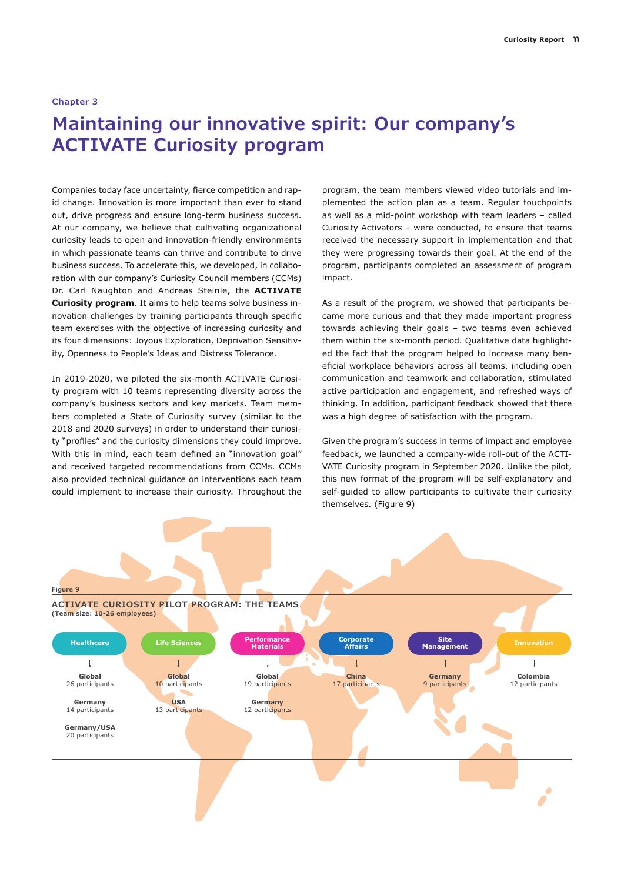Chapter 3

# Maintaining our innovative spirit: Our company's ACTIVATE Curiosity program

Companies today face uncertainty, fierce competition and rapid change. Innovation is more important than ever to stand out, drive progress and ensure long-term business success. At our company, we believe that cultivating organizational curiosity leads to open and innovation-friendly environments in which passionate teams can thrive and contribute to drive business success. To accelerate this, we developed, in collaboration with our company's Curiosity Council members (CCMs) Dr. Carl Naughton and Andreas Steinle, the **ACTIVATE Curiosity program**. It aims to help teams solve business innovation challenges by training participants through specific team exercises with the objective of increasing curiosity and its four dimensions: Joyous Exploration, Deprivation Sensitivity, Openness to People's Ideas and Distress Tolerance.

In 2019-2020, we piloted the six-month ACTIVATE Curiosity program with 10 teams representing diversity across the company's business sectors and key markets. Team members completed a State of Curiosity survey (similar to the 2018 and 2020 surveys) in order to understand their curiosity "profiles" and the curiosity dimensions they could improve. With this in mind, each team defined an "innovation goal" and received targeted recommendations from CCMs. CCMs also provided technical guidance on interventions each team could implement to increase their curiosity. Throughout the program, the team members viewed video tutorials and implemented the action plan as a team. Regular touchpoints as well as a mid-point workshop with team leaders – called Curiosity Activators – were conducted, to ensure that teams received the necessary support in implementation and that they were progressing towards their goal. At the end of the program, participants completed an assessment of program impact.

As a result of the program, we showed that participants became more curious and that they made important progress towards achieving their goals – two teams even achieved them within the six-month period. Qualitative data highlighted the fact that the program helped to increase many beneficial workplace behaviors across all teams, including open communication and teamwork and collaboration, stimulated active participation and engagement, and refreshed ways of thinking. In addition, participant feedback showed that there was a high degree of satisfaction with the program.

Given the program's success in terms of impact and employee feedback, we launched a company-wide roll-out of the ACTIVATE Curiosity program in September 2020. Unlike the pilot, this new format of the program will be self-explanatory and self-guided to allow participants to cultivate their curiosity themselves. (Figure 9)

Figure 9

**ACTIVATE CURIOSITY PILOT PROGRAM: THE TEAMS**
**(Team size: 10-26 employees)**

| Healthcare | Life Sciences | Performance Materials | Corporate Affairs | Site Management | Innovation |
|---|---|---|---|---|---|
| **Global** 26 participants | **Global** 10 participants | **Global** 19 participants | **China** 17 participants | **Germany** 9 participants | **Colombia** 12 participants |
| **Germany** 14 participants | **USA** 13 participants | **Germany** 12 participants | | | |
| **Germany/USA** 20 participants | | | | | |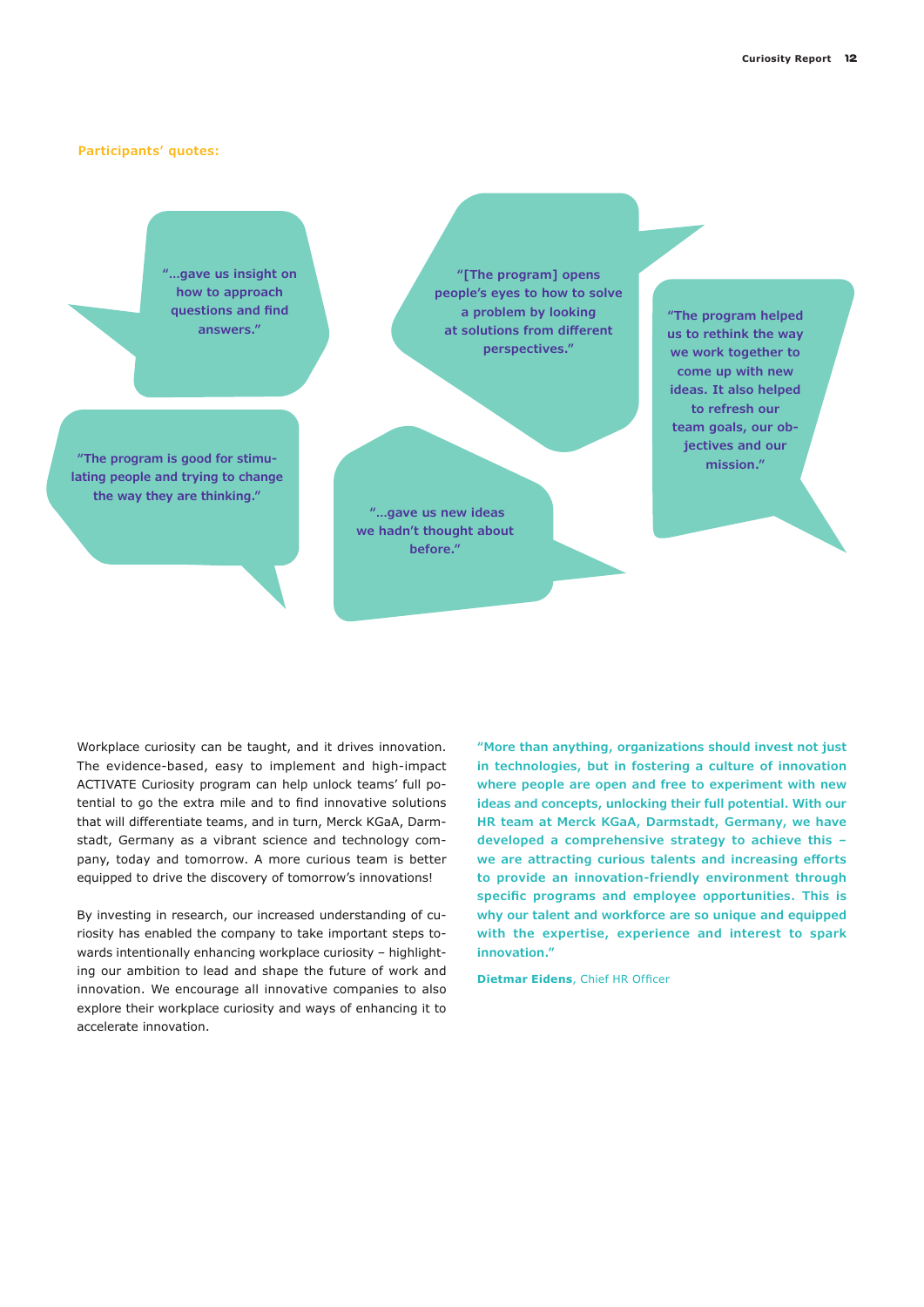**Participants' quotes:**

"…gave us insight on how to approach questions and find answers."

"[The program] opens people's eyes to how to solve a problem by looking at solutions from different perspectives."

"The program helped us to rethink the way we work together to come up with new ideas. It also helped to refresh our team goals, our objectives and our mission."

"The program is good for stimulating people and trying to change the way they are thinking."

"…gave us new ideas we hadn't thought about before."

Workplace curiosity can be taught, and it drives innovation. The evidence-based, easy to implement and high-impact ACTIVATE Curiosity program can help unlock teams' full potential to go the extra mile and to find innovative solutions that will differentiate teams, and in turn, Merck KGaA, Darmstadt, Germany as a vibrant science and technology company, today and tomorrow. A more curious team is better equipped to drive the discovery of tomorrow's innovations!

By investing in research, our increased understanding of curiosity has enabled the company to take important steps towards intentionally enhancing workplace curiosity – highlighting our ambition to lead and shape the future of work and innovation. We encourage all innovative companies to also explore their workplace curiosity and ways of enhancing it to accelerate innovation.

**"More than anything, organizations should invest not just in technologies, but in fostering a culture of innovation where people are open and free to experiment with new ideas and concepts, unlocking their full potential. With our HR team at Merck KGaA, Darmstadt, Germany, we have developed a comprehensive strategy to achieve this – we are attracting curious talents and increasing efforts to provide an innovation-friendly environment through specific programs and employee opportunities. This is why our talent and workforce are so unique and equipped with the expertise, experience and interest to spark innovation."**

**Dietmar Eidens**, Chief HR Officer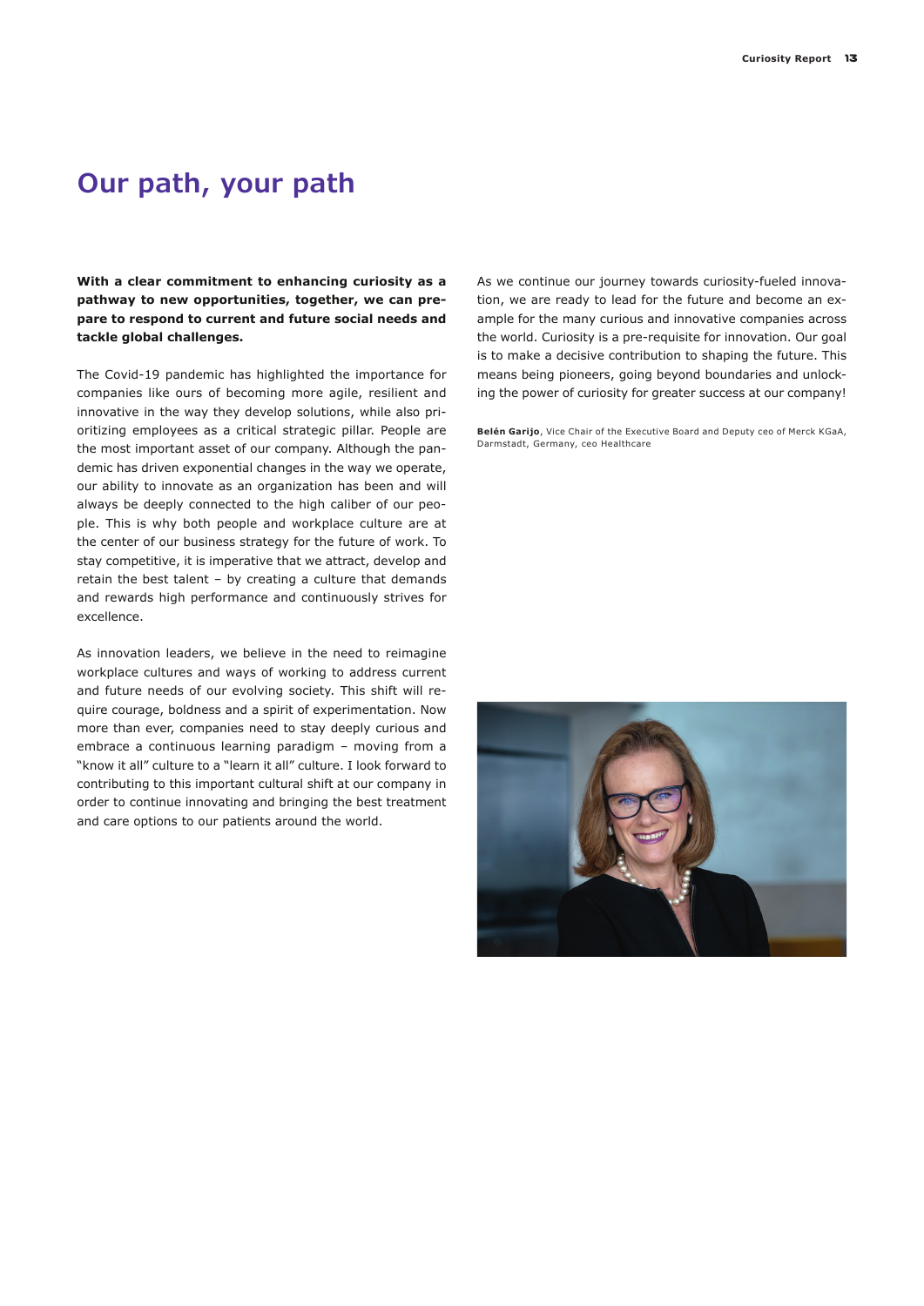# Our path, your path

**With a clear commitment to enhancing curiosity as a pathway to new opportunities, together, we can prepare to respond to current and future social needs and tackle global challenges.**

The Covid-19 pandemic has highlighted the importance for companies like ours of becoming more agile, resilient and innovative in the way they develop solutions, while also prioritizing employees as a critical strategic pillar. People are the most important asset of our company. Although the pandemic has driven exponential changes in the way we operate, our ability to innovate as an organization has been and will always be deeply connected to the high caliber of our people. This is why both people and workplace culture are at the center of our business strategy for the future of work. To stay competitive, it is imperative that we attract, develop and retain the best talent – by creating a culture that demands and rewards high performance and continuously strives for excellence.

As innovation leaders, we believe in the need to reimagine workplace cultures and ways of working to address current and future needs of our evolving society. This shift will require courage, boldness and a spirit of experimentation. Now more than ever, companies need to stay deeply curious and embrace a continuous learning paradigm – moving from a "know it all" culture to a "learn it all" culture. I look forward to contributing to this important cultural shift at our company in order to continue innovating and bringing the best treatment and care options to our patients around the world.

As we continue our journey towards curiosity-fueled innovation, we are ready to lead for the future and become an example for the many curious and innovative companies across the world. Curiosity is a pre-requisite for innovation. Our goal is to make a decisive contribution to shaping the future. This means being pioneers, going beyond boundaries and unlocking the power of curiosity for greater success at our company!

**Belén Garijo**, Vice Chair of the Executive Board and Deputy ceo of Merck KGaA, Darmstadt, Germany, ceo Healthcare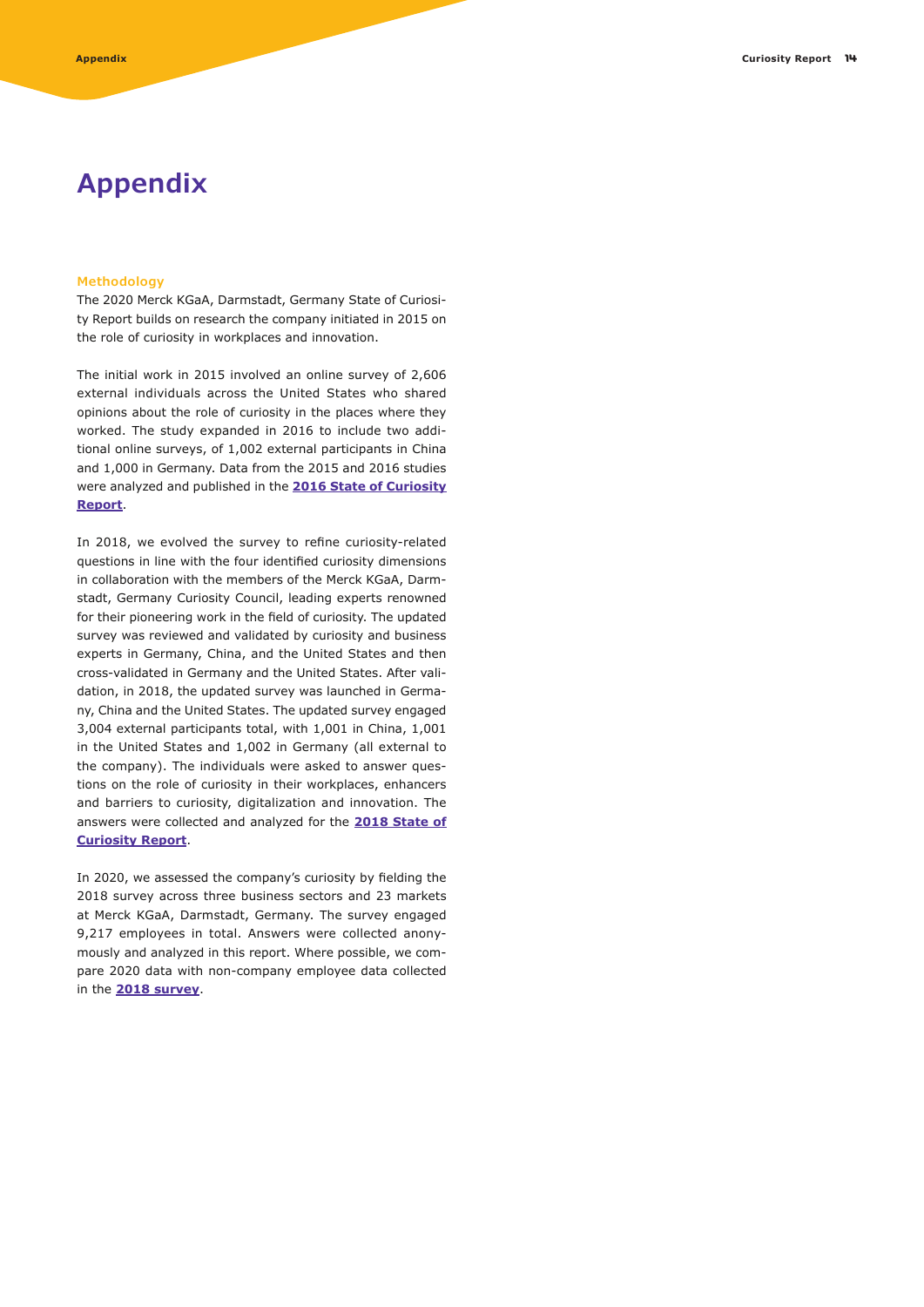# Appendix

### Methodology

The 2020 Merck KGaA, Darmstadt, Germany State of Curiosity Report builds on research the company initiated in 2015 on the role of curiosity in workplaces and innovation.

The initial work in 2015 involved an online survey of 2,606 external individuals across the United States who shared opinions about the role of curiosity in the places where they worked. The study expanded in 2016 to include two additional online surveys, of 1,002 external participants in China and 1,000 in Germany. Data from the 2015 and 2016 studies were analyzed and published in the **2016 State of Curiosity Report**.

In 2018, we evolved the survey to refine curiosity-related questions in line with the four identified curiosity dimensions in collaboration with the members of the Merck KGaA, Darmstadt, Germany Curiosity Council, leading experts renowned for their pioneering work in the field of curiosity. The updated survey was reviewed and validated by curiosity and business experts in Germany, China, and the United States and then cross-validated in Germany and the United States. After validation, in 2018, the updated survey was launched in Germany, China and the United States. The updated survey engaged 3,004 external participants total, with 1,001 in China, 1,001 in the United States and 1,002 in Germany (all external to the company). The individuals were asked to answer questions on the role of curiosity in their workplaces, enhancers and barriers to curiosity, digitalization and innovation. The answers were collected and analyzed for the **2018 State of Curiosity Report**.

In 2020, we assessed the company's curiosity by fielding the 2018 survey across three business sectors and 23 markets at Merck KGaA, Darmstadt, Germany. The survey engaged 9,217 employees in total. Answers were collected anonymously and analyzed in this report. Where possible, we compare 2020 data with non-company employee data collected in the **2018 survey**.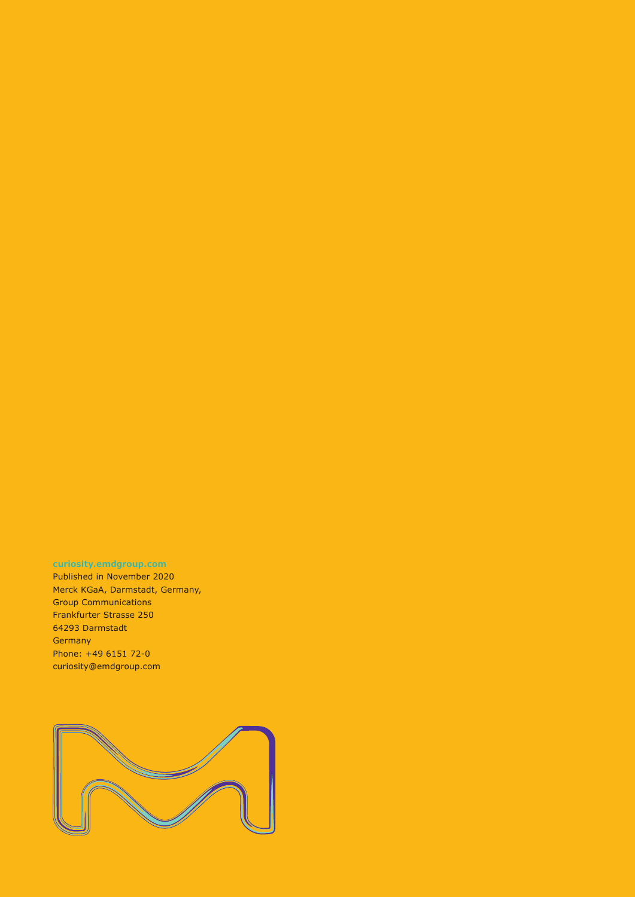**curiosity.emdgroup.com**
Published in November 2020
Merck KGaA, Darmstadt, Germany,
Group Communications
Frankfurter Strasse 250
64293 Darmstadt
Germany
Phone: +49 6151 72-0
curiosity@emdgroup.com